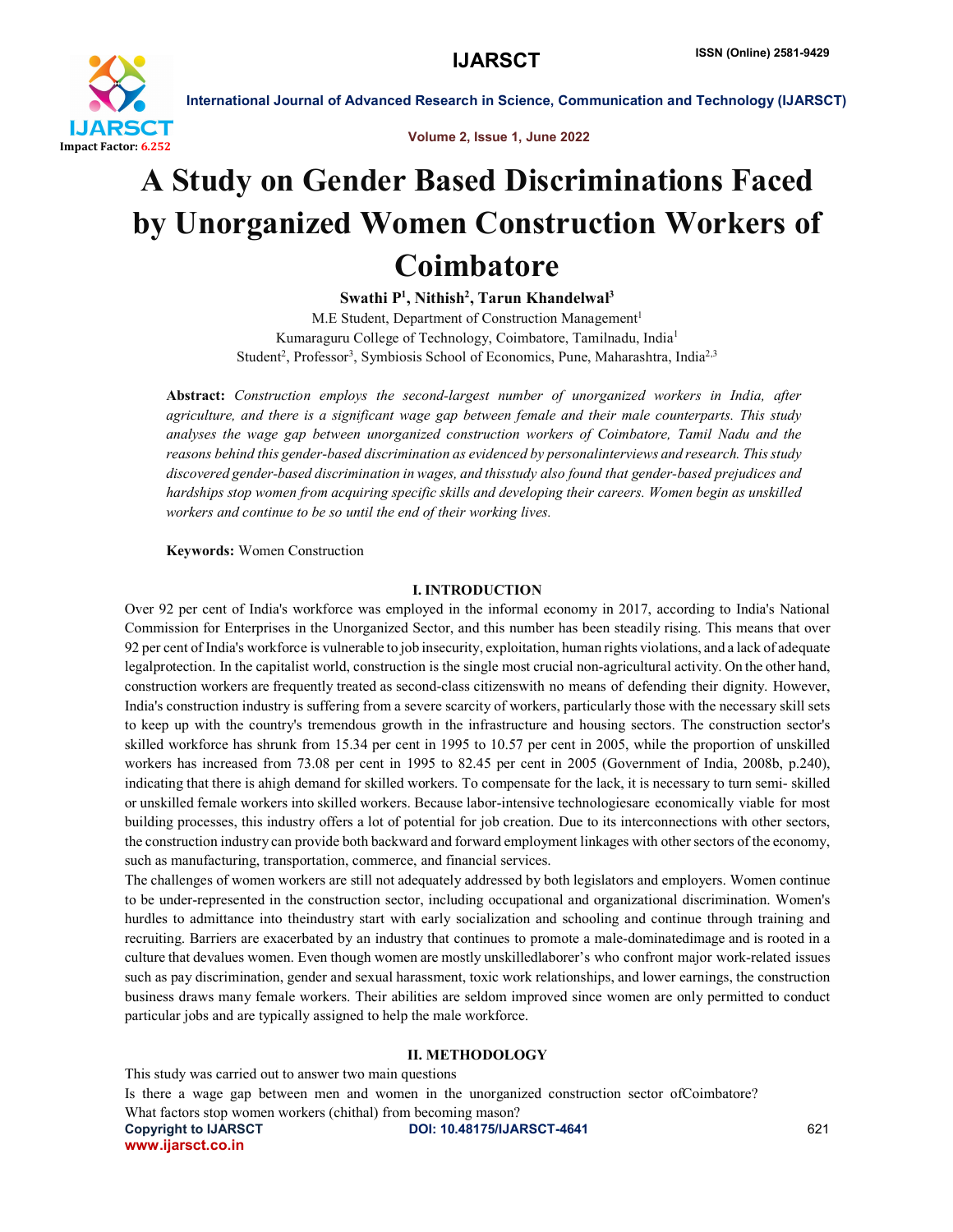# A Study on Gender Based Discriminations Faced by Unorganized Women Construction Workers of Coimbatore

**Swathi P[1], Nithish[2], Tarun Khandelwal[3]**

M.E Student, Department of Construction Management[1]
Kumaraguru College of Technology, Coimbatore, Tamilnadu, India[1]
Student[2], Professor[3], Symbiosis School of Economics, Pune, Maharashtra, India[2,3]

**Abstract:** *Construction employs the second-largest number of unorganized workers in India, after agriculture, and there is a significant wage gap between female and their male counterparts. This study analyses the wage gap between unorganized construction workers of Coimbatore, Tamil Nadu and the reasons behind this gender-based discrimination as evidenced by personalinterviews and research. This study discovered gender-based discrimination in wages, and thisstudy also found that gender-based prejudices and hardships stop women from acquiring specific skills and developing their careers. Women begin as unskilled workers and continue to be so until the end of their working lives.*

**Keywords:** Women Construction

## I. INTRODUCTION

Over 92 per cent of India's workforce was employed in the informal economy in 2017, according to India's National Commission for Enterprises in the Unorganized Sector, and this number has been steadily rising. This means that over 92 per cent of India's workforce is vulnerable to job insecurity, exploitation, human rights violations, and a lack of adequate legalprotection. In the capitalist world, construction is the single most crucial non-agricultural activity. On the other hand, construction workers are frequently treated as second-class citizenswith no means of defending their dignity. However, India's construction industry is suffering from a severe scarcity of workers, particularly those with the necessary skill sets to keep up with the country's tremendous growth in the infrastructure and housing sectors. The construction sector's skilled workforce has shrunk from 15.34 per cent in 1995 to 10.57 per cent in 2005, while the proportion of unskilled workers has increased from 73.08 per cent in 1995 to 82.45 per cent in 2005 (Government of India, 2008b, p.240), indicating that there is ahigh demand for skilled workers. To compensate for the lack, it is necessary to turn semi- skilled or unskilled female workers into skilled workers. Because labor-intensive technologiesare economically viable for most building processes, this industry offers a lot of potential for job creation. Due to its interconnections with other sectors, the construction industry can provide both backward and forward employment linkages with other sectors of the economy, such as manufacturing, transportation, commerce, and financial services.

The challenges of women workers are still not adequately addressed by both legislators and employers. Women continue to be under-represented in the construction sector, including occupational and organizational discrimination. Women's hurdles to admittance into theindustry start with early socialization and schooling and continue through training and recruiting. Barriers are exacerbated by an industry that continues to promote a male-dominatedimage and is rooted in a culture that devalues women. Even though women are mostly unskilledlaborer's who confront major work-related issues such as pay discrimination, gender and sexual harassment, toxic work relationships, and lower earnings, the construction business draws many female workers. Their abilities are seldom improved since women are only permitted to conduct particular jobs and are typically assigned to help the male workforce.

## II. METHODOLOGY

This study was carried out to answer two main questions

Is there a wage gap between men and women in the unorganized construction sector ofCoimbatore?

What factors stop women workers (chithal) from becoming mason?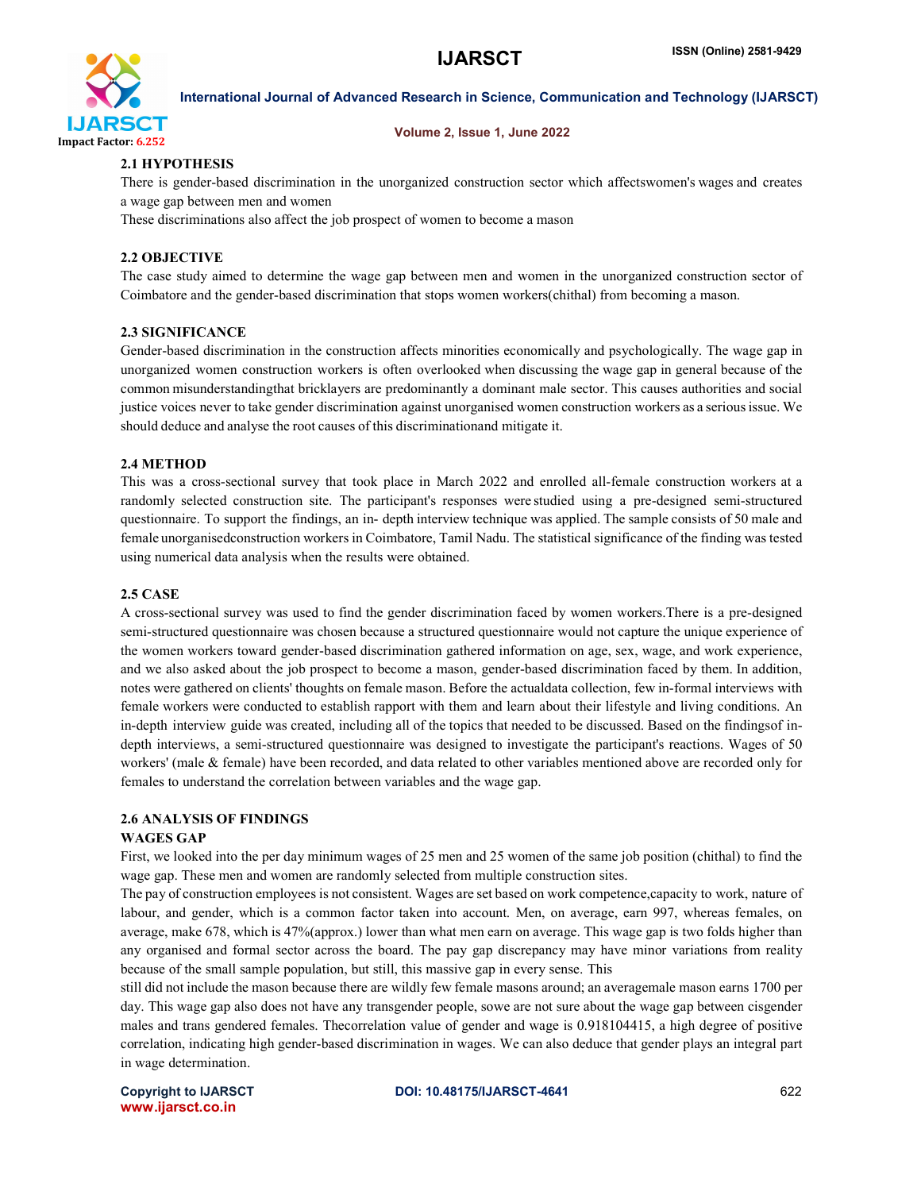### 2.1 HYPOTHESIS

There is gender-based discrimination in the unorganized construction sector which affectswomen's wages and creates a wage gap between men and women

These discriminations also affect the job prospect of women to become a mason

### 2.2 OBJECTIVE

The case study aimed to determine the wage gap between men and women in the unorganized construction sector of Coimbatore and the gender-based discrimination that stops women workers(chithal) from becoming a mason.

### 2.3 SIGNIFICANCE

Gender-based discrimination in the construction affects minorities economically and psychologically. The wage gap in unorganized women construction workers is often overlooked when discussing the wage gap in general because of the common misunderstandingthat bricklayers are predominantly a dominant male sector. This causes authorities and social justice voices never to take gender discrimination against unorganised women construction workers as a serious issue. We should deduce and analyse the root causes of this discriminationand mitigate it.

### 2.4 METHOD

This was a cross-sectional survey that took place in March 2022 and enrolled all-female construction workers at a randomly selected construction site. The participant's responses were studied using a pre-designed semi-structured questionnaire. To support the findings, an in- depth interview technique was applied. The sample consists of 50 male and female unorganisedconstruction workers in Coimbatore, Tamil Nadu. The statistical significance of the finding was tested using numerical data analysis when the results were obtained.

### 2.5 CASE

A cross-sectional survey was used to find the gender discrimination faced by women workers.There is a pre-designed semi-structured questionnaire was chosen because a structured questionnaire would not capture the unique experience of the women workers toward gender-based discrimination gathered information on age, sex, wage, and work experience, and we also asked about the job prospect to become a mason, gender-based discrimination faced by them. In addition, notes were gathered on clients' thoughts on female mason. Before the actualdata collection, few in-formal interviews with female workers were conducted to establish rapport with them and learn about their lifestyle and living conditions. An in-depth interview guide was created, including all of the topics that needed to be discussed. Based on the findingsof in-depth interviews, a semi-structured questionnaire was designed to investigate the participant's reactions. Wages of 50 workers' (male & female) have been recorded, and data related to other variables mentioned above are recorded only for females to understand the correlation between variables and the wage gap.

### 2.6 ANALYSIS OF FINDINGS

**WAGES GAP**

First, we looked into the per day minimum wages of 25 men and 25 women of the same job position (chithal) to find the wage gap. These men and women are randomly selected from multiple construction sites.

The pay of construction employees is not consistent. Wages are set based on work competence,capacity to work, nature of labour, and gender, which is a common factor taken into account. Men, on average, earn 997, whereas females, on average, make 678, which is 47%(approx.) lower than what men earn on average. This wage gap is two folds higher than any organised and formal sector across the board. The pay gap discrepancy may have minor variations from reality because of the small sample population, but still, this massive gap in every sense. This still did not include the mason because there are wildly few female masons around; an averagemale mason earns 1700 per day. This wage gap also does not have any transgender people, sowe are not sure about the wage gap between cisgender males and trans gendered females. Thecorrelation value of gender and wage is 0.918104415, a high degree of positive correlation, indicating high gender-based discrimination in wages. We can also deduce that gender plays an integral part in wage determination.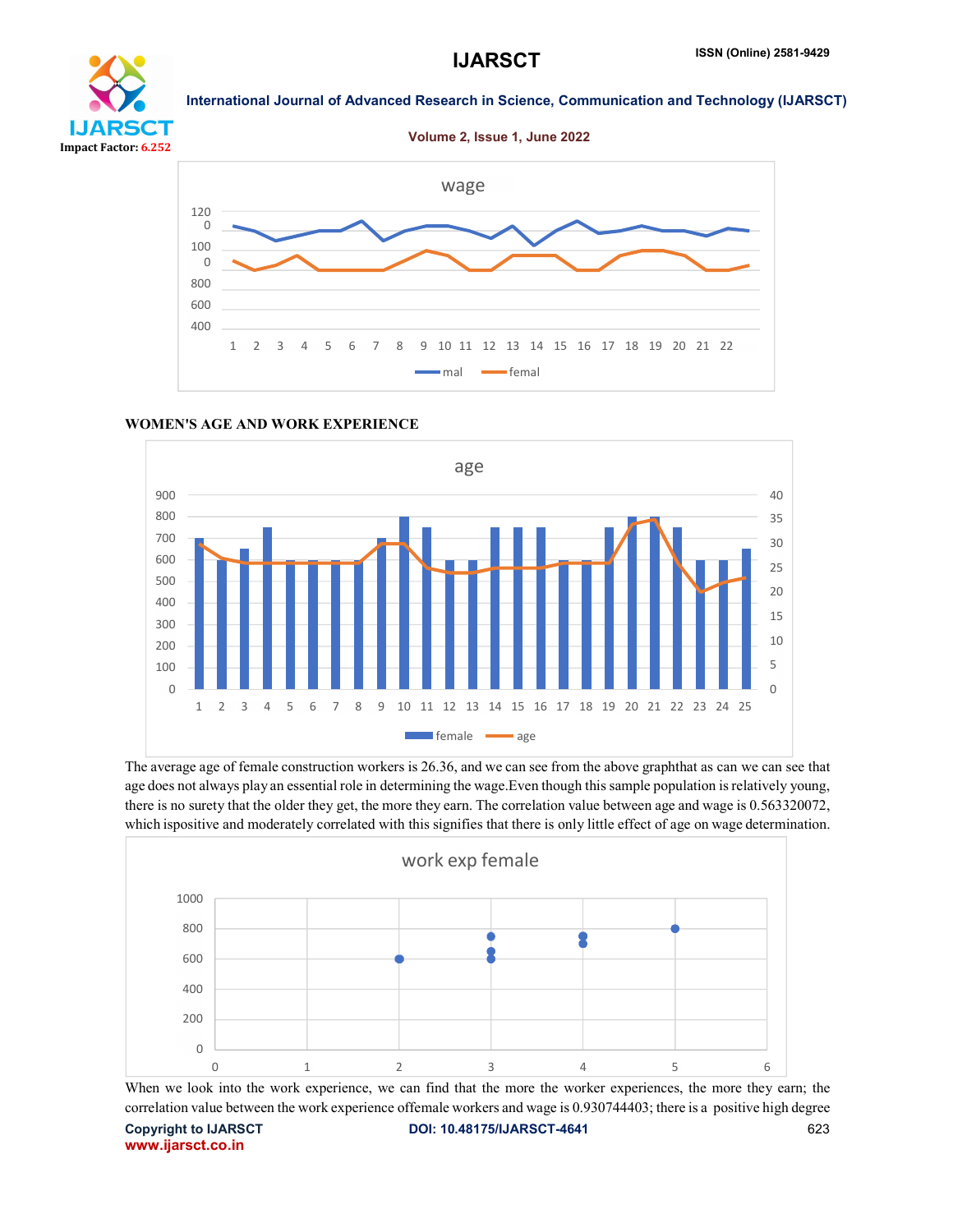### WOMEN'S AGE AND WORK EXPERIENCE

The average age of female construction workers is 26.36, and we can see from the above graphthat as can we can see that age does not always play an essential role in determining the wage.Even though this sample population is relatively young, there is no surety that the older they get, the more they earn. The correlation value between age and wage is 0.563320072, which ispositive and moderately correlated with this signifies that there is only little effect of age on wage determination.

When we look into the work experience, we can find that the more the worker experiences, the more they earn; the correlation value between the work experience offemale workers and wage is 0.930744403; there is a positive high degree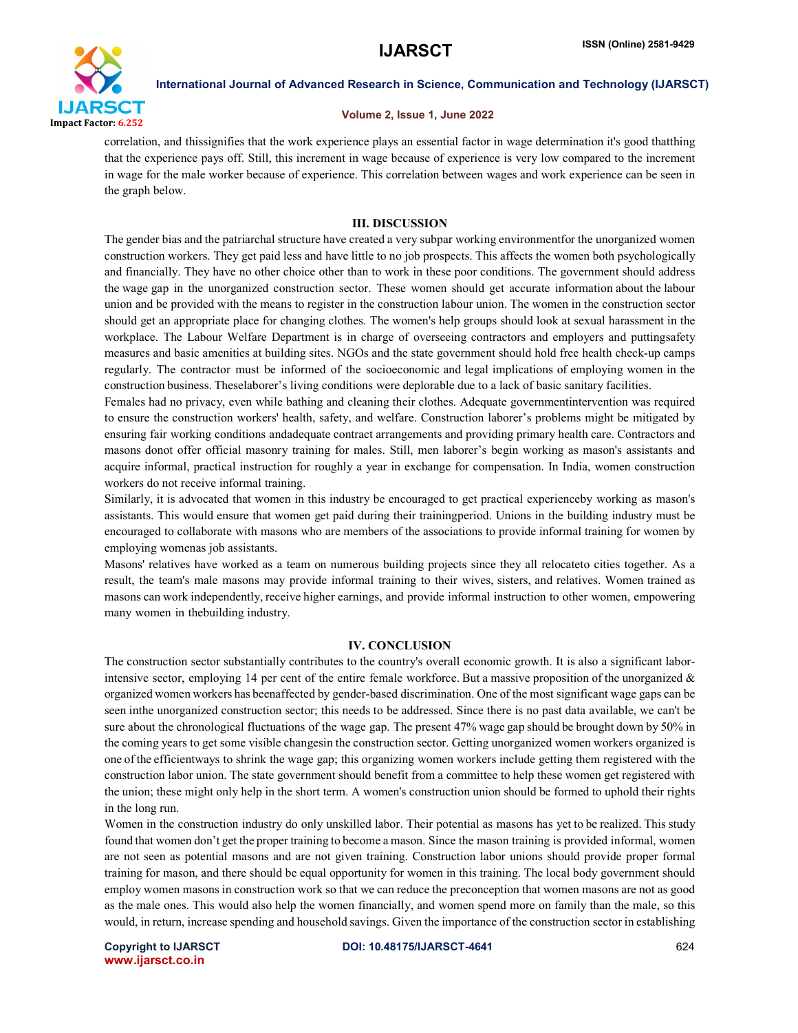correlation, and thissignifies that the work experience plays an essential factor in wage determination it's good thatthing that the experience pays off. Still, this increment in wage because of experience is very low compared to the increment in wage for the male worker because of experience. This correlation between wages and work experience can be seen in the graph below.

## III. DISCUSSION

The gender bias and the patriarchal structure have created a very subpar working environmentfor the unorganized women construction workers. They get paid less and have little to no job prospects. This affects the women both psychologically and financially. They have no other choice other than to work in these poor conditions. The government should address the wage gap in the unorganized construction sector. These women should get accurate information about the labour union and be provided with the means to register in the construction labour union. The women in the construction sector should get an appropriate place for changing clothes. The women's help groups should look at sexual harassment in the workplace. The Labour Welfare Department is in charge of overseeing contractors and employers and puttingsafety measures and basic amenities at building sites. NGOs and the state government should hold free health check-up camps regularly. The contractor must be informed of the socioeconomic and legal implications of employing women in the construction business. Theselaborer's living conditions were deplorable due to a lack of basic sanitary facilities.

Females had no privacy, even while bathing and cleaning their clothes. Adequate governmentintervention was required to ensure the construction workers' health, safety, and welfare. Construction laborer's problems might be mitigated by ensuring fair working conditions andadequate contract arrangements and providing primary health care. Contractors and masons donot offer official masonry training for males. Still, men laborer's begin working as mason's assistants and acquire informal, practical instruction for roughly a year in exchange for compensation. In India, women construction workers do not receive informal training.

Similarly, it is advocated that women in this industry be encouraged to get practical experienceby working as mason's assistants. This would ensure that women get paid during their trainingperiod. Unions in the building industry must be encouraged to collaborate with masons who are members of the associations to provide informal training for women by employing womenas job assistants.

Masons' relatives have worked as a team on numerous building projects since they all relocateto cities together. As a result, the team's male masons may provide informal training to their wives, sisters, and relatives. Women trained as masons can work independently, receive higher earnings, and provide informal instruction to other women, empowering many women in thebuilding industry.

## IV. CONCLUSION

The construction sector substantially contributes to the country's overall economic growth. It is also a significant labor-intensive sector, employing 14 per cent of the entire female workforce. But a massive proposition of the unorganized & organized women workers has beenaffected by gender-based discrimination. One of the most significant wage gaps can be seen inthe unorganized construction sector; this needs to be addressed. Since there is no past data available, we can't be sure about the chronological fluctuations of the wage gap. The present 47% wage gap should be brought down by 50% in the coming years to get some visible changesin the construction sector. Getting unorganized women workers organized is one of the efficientways to shrink the wage gap; this organizing women workers include getting them registered with the construction labor union. The state government should benefit from a committee to help these women get registered with the union; these might only help in the short term. A women's construction union should be formed to uphold their rights in the long run.

Women in the construction industry do only unskilled labor. Their potential as masons has yet to be realized. This study found that women don't get the proper training to become a mason. Since the mason training is provided informal, women are not seen as potential masons and are not given training. Construction labor unions should provide proper formal training for mason, and there should be equal opportunity for women in this training. The local body government should employ women masons in construction work so that we can reduce the preconception that women masons are not as good as the male ones. This would also help the women financially, and women spend more on family than the male, so this would, in return, increase spending and household savings. Given the importance of the construction sector in establishing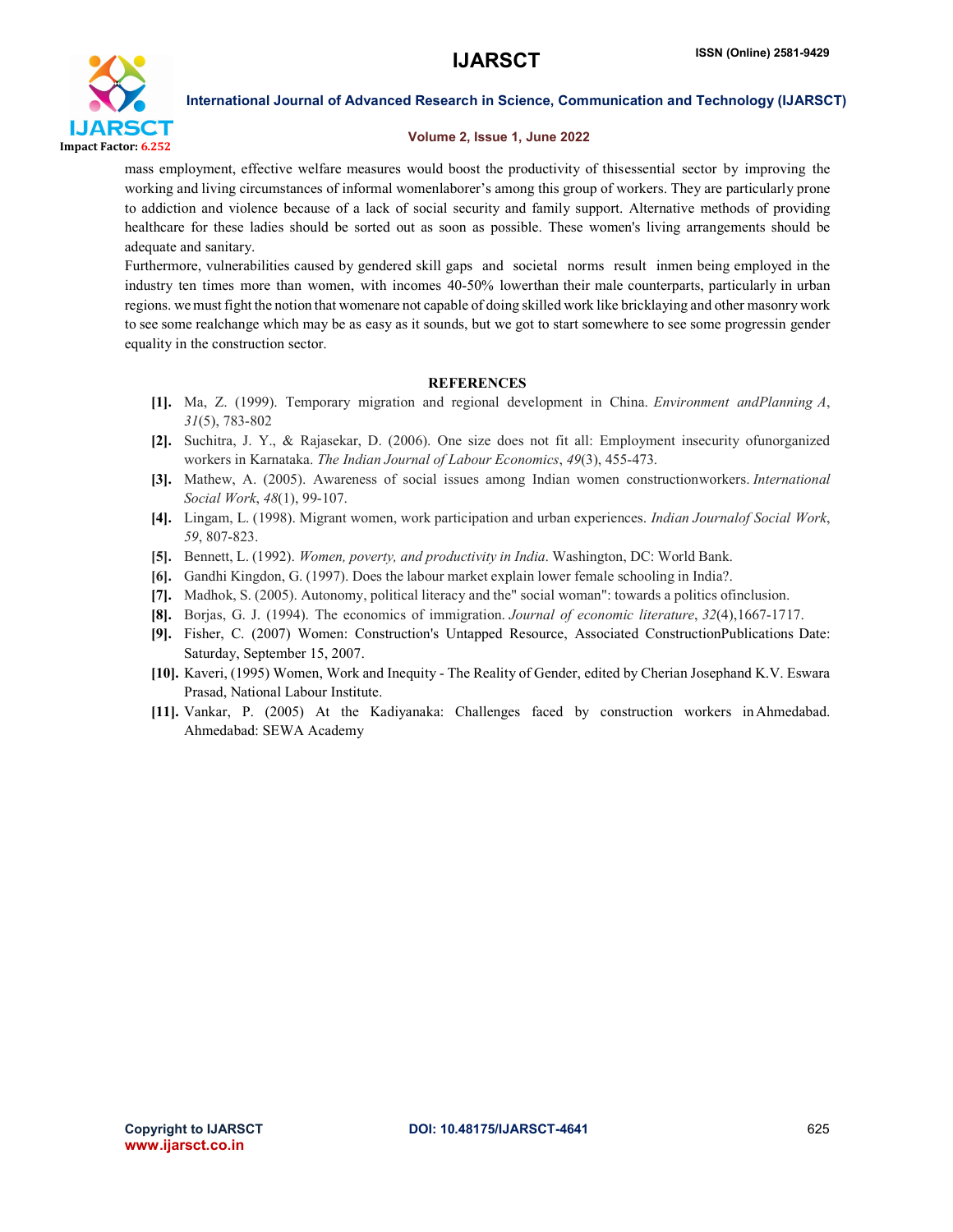mass employment, effective welfare measures would boost the productivity of thisessential sector by improving the working and living circumstances of informal womenlaborer's among this group of workers. They are particularly prone to addiction and violence because of a lack of social security and family support. Alternative methods of providing healthcare for these ladies should be sorted out as soon as possible. These women's living arrangements should be adequate and sanitary.

Furthermore, vulnerabilities caused by gendered skill gaps and societal norms result inmen being employed in the industry ten times more than women, with incomes 40-50% lowerthan their male counterparts, particularly in urban regions. we must fight the notion that womenare not capable of doing skilled work like bricklaying and other masonry work to see some realchange which may be as easy as it sounds, but we got to start somewhere to see some progressin gender equality in the construction sector.

## REFERENCES

- **[1].** Ma, Z. (1999). Temporary migration and regional development in China. *Environment andPlanning A*, *31*(5), 783-802
- **[2].** Suchitra, J. Y., & Rajasekar, D. (2006). One size does not fit all: Employment insecurity ofunorganized workers in Karnataka. *The Indian Journal of Labour Economics*, *49*(3), 455-473.
- **[3].** Mathew, A. (2005). Awareness of social issues among Indian women constructionworkers. *International Social Work*, *48*(1), 99-107.
- **[4].** Lingam, L. (1998). Migrant women, work participation and urban experiences. *Indian Journalof Social Work*, *59*, 807-823.
- **[5].** Bennett, L. (1992). *Women, poverty, and productivity in India*. Washington, DC: World Bank.
- **[6].** Gandhi Kingdon, G. (1997). Does the labour market explain lower female schooling in India?.
- **[7].** Madhok, S. (2005). Autonomy, political literacy and the" social woman": towards a politics ofinclusion.
- **[8].** Borjas, G. J. (1994). The economics of immigration. *Journal of economic literature*, *32*(4),1667-1717.
- **[9].** Fisher, C. (2007) Women: Construction's Untapped Resource, Associated ConstructionPublications Date: Saturday, September 15, 2007.
- **[10].** Kaveri, (1995) Women, Work and Inequity - The Reality of Gender, edited by Cherian Josephand K.V. Eswara Prasad, National Labour Institute.
- **[11].** Vankar, P. (2005) At the Kadiyanaka: Challenges faced by construction workers inAhmedabad. Ahmedabad: SEWA Academy